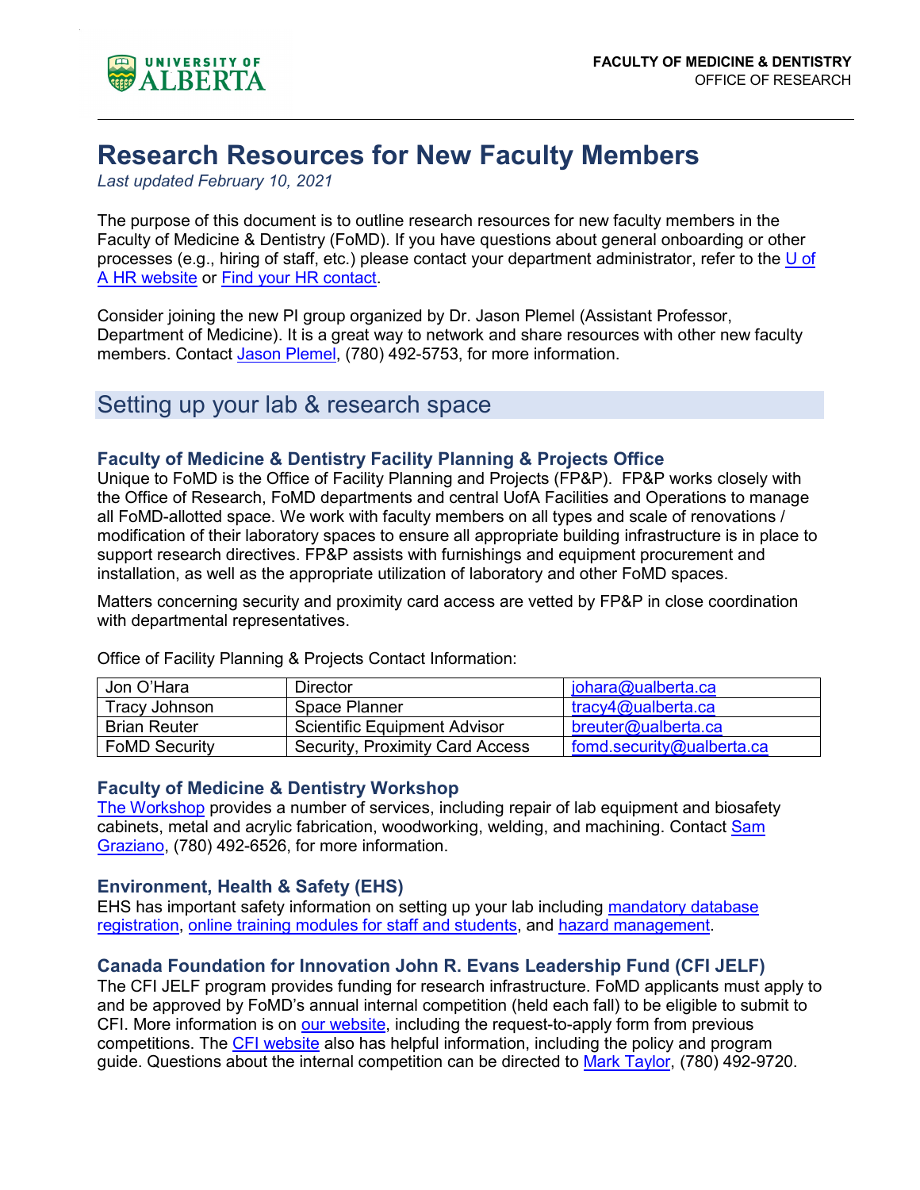FACULTY OF MEDICINE & DENTISTRY
OFFICE OF RESEARCH

# Research Resources for New Faculty Members

*Last updated February 10, 2021*

The purpose of this document is to outline research resources for new faculty members in the Faculty of Medicine & Dentistry (FoMD). If you have questions about general onboarding or other processes (e.g., hiring of staff, etc.) please contact your department administrator, refer to the U of A HR website or Find your HR contact.

Consider joining the new PI group organized by Dr. Jason Plemel (Assistant Professor, Department of Medicine). It is a great way to network and share resources with other new faculty members. Contact Jason Plemel, (780) 492-5753, for more information.

## Setting up your lab & research space

### Faculty of Medicine & Dentistry Facility Planning & Projects Office

Unique to FoMD is the Office of Facility Planning and Projects (FP&P). FP&P works closely with the Office of Research, FoMD departments and central UofA Facilities and Operations to manage all FoMD-allotted space. We work with faculty members on all types and scale of renovations / modification of their laboratory spaces to ensure all appropriate building infrastructure is in place to support research directives. FP&P assists with furnishings and equipment procurement and installation, as well as the appropriate utilization of laboratory and other FoMD spaces.

Matters concerning security and proximity card access are vetted by FP&P in close coordination with departmental representatives.

Office of Facility Planning & Projects Contact Information:

| Name | Role | Email |
|---|---|---|
| Jon O'Hara | Director | johara@ualberta.ca |
| Tracy Johnson | Space Planner | tracy4@ualberta.ca |
| Brian Reuter | Scientific Equipment Advisor | breuter@ualberta.ca |
| FoMD Security | Security, Proximity Card Access | fomd.security@ualberta.ca |

### Faculty of Medicine & Dentistry Workshop

The Workshop provides a number of services, including repair of lab equipment and biosafety cabinets, metal and acrylic fabrication, woodworking, welding, and machining. Contact Sam Graziano, (780) 492-6526, for more information.

### Environment, Health & Safety (EHS)

EHS has important safety information on setting up your lab including mandatory database registration, online training modules for staff and students, and hazard management.

### Canada Foundation for Innovation John R. Evans Leadership Fund (CFI JELF)

The CFI JELF program provides funding for research infrastructure. FoMD applicants must apply to and be approved by FoMD's annual internal competition (held each fall) to be eligible to submit to CFI. More information is on our website, including the request-to-apply form from previous competitions. The CFI website also has helpful information, including the policy and program guide. Questions about the internal competition can be directed to Mark Taylor, (780) 492-9720.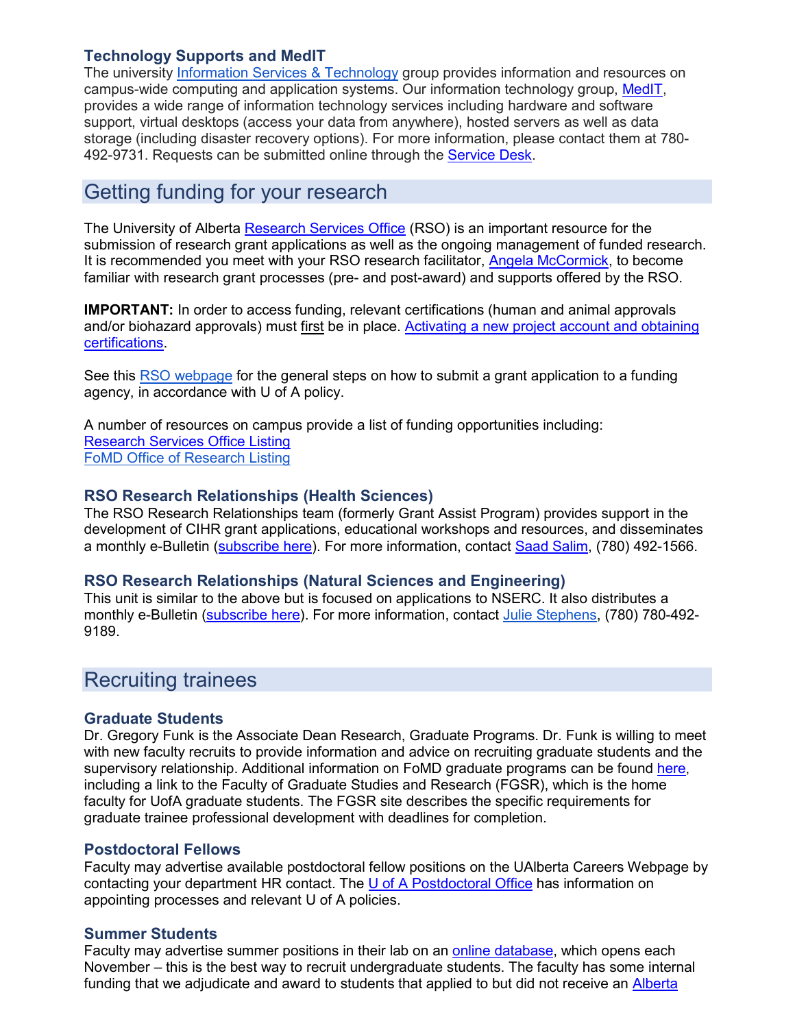### Technology Supports and MedIT

The university Information Services & Technology group provides information and resources on campus-wide computing and application systems. Our information technology group, MedIT, provides a wide range of information technology services including hardware and software support, virtual desktops (access your data from anywhere), hosted servers as well as data storage (including disaster recovery options). For more information, please contact them at 780-492-9731. Requests can be submitted online through the Service Desk.

## Getting funding for your research

The University of Alberta Research Services Office (RSO) is an important resource for the submission of research grant applications as well as the ongoing management of funded research. It is recommended you meet with your RSO research facilitator, Angela McCormick, to become familiar with research grant processes (pre- and post-award) and supports offered by the RSO.

**IMPORTANT:** In order to access funding, relevant certifications (human and animal approvals and/or biohazard approvals) must first be in place. Activating a new project account and obtaining certifications.

See this RSO webpage for the general steps on how to submit a grant application to a funding agency, in accordance with U of A policy.

A number of resources on campus provide a list of funding opportunities including:
Research Services Office Listing
FoMD Office of Research Listing

### RSO Research Relationships (Health Sciences)

The RSO Research Relationships team (formerly Grant Assist Program) provides support in the development of CIHR grant applications, educational workshops and resources, and disseminates a monthly e-Bulletin (subscribe here). For more information, contact Saad Salim, (780) 492-1566.

### RSO Research Relationships (Natural Sciences and Engineering)

This unit is similar to the above but is focused on applications to NSERC. It also distributes a monthly e-Bulletin (subscribe here). For more information, contact Julie Stephens, (780) 780-492-9189.

## Recruiting trainees

### Graduate Students

Dr. Gregory Funk is the Associate Dean Research, Graduate Programs. Dr. Funk is willing to meet with new faculty recruits to provide information and advice on recruiting graduate students and the supervisory relationship. Additional information on FoMD graduate programs can be found here, including a link to the Faculty of Graduate Studies and Research (FGSR), which is the home faculty for UofA graduate students. The FGSR site describes the specific requirements for graduate trainee professional development with deadlines for completion.

### Postdoctoral Fellows

Faculty may advertise available postdoctoral fellow positions on the UAlberta Careers Webpage by contacting your department HR contact. The U of A Postdoctoral Office has information on appointing processes and relevant U of A policies.

### Summer Students

Faculty may advertise summer positions in their lab on an online database, which opens each November – this is the best way to recruit undergraduate students. The faculty has some internal funding that we adjudicate and award to students that applied to but did not receive an Alberta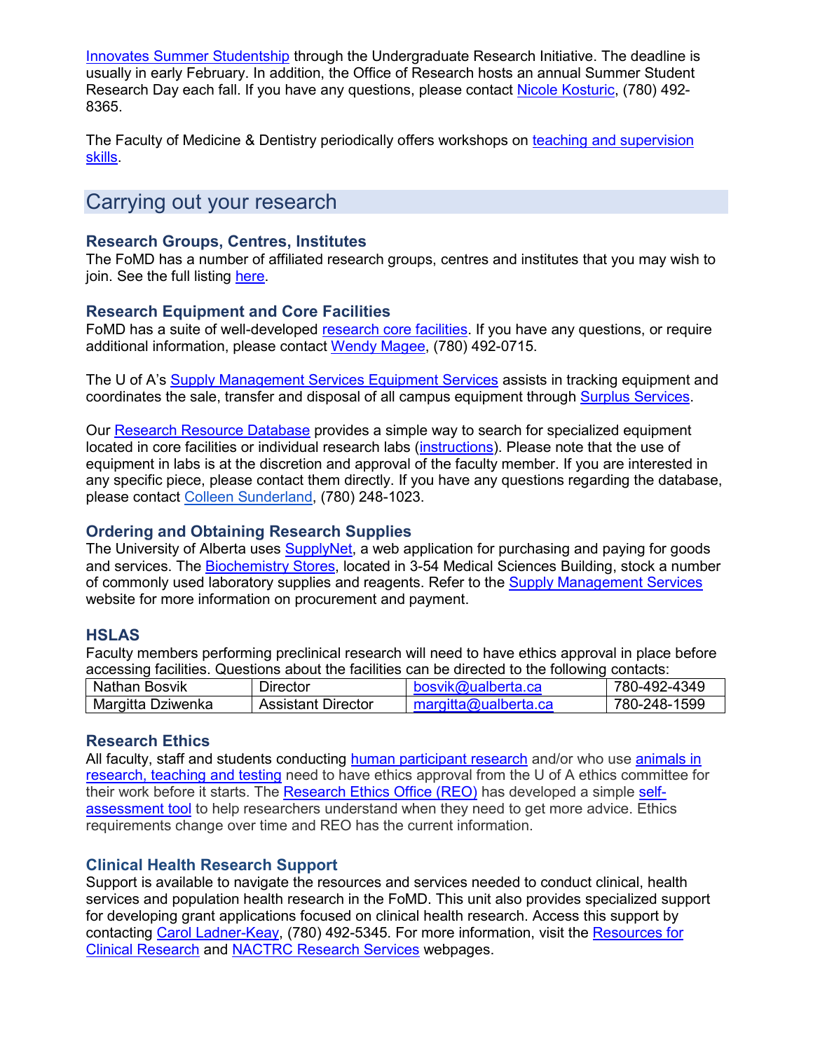Innovates Summer Studentship through the Undergraduate Research Initiative. The deadline is usually in early February. In addition, the Office of Research hosts an annual Summer Student Research Day each fall. If you have any questions, please contact Nicole Kosturic, (780) 492-8365.

The Faculty of Medicine & Dentistry periodically offers workshops on teaching and supervision skills.

## Carrying out your research

### Research Groups, Centres, Institutes

The FoMD has a number of affiliated research groups, centres and institutes that you may wish to join. See the full listing here.

### Research Equipment and Core Facilities

FoMD has a suite of well-developed research core facilities. If you have any questions, or require additional information, please contact Wendy Magee, (780) 492-0715.

The U of A's Supply Management Services Equipment Services assists in tracking equipment and coordinates the sale, transfer and disposal of all campus equipment through Surplus Services.

Our Research Resource Database provides a simple way to search for specialized equipment located in core facilities or individual research labs (instructions). Please note that the use of equipment in labs is at the discretion and approval of the faculty member. If you are interested in any specific piece, please contact them directly. If you have any questions regarding the database, please contact Colleen Sunderland, (780) 248-1023.

### Ordering and Obtaining Research Supplies

The University of Alberta uses SupplyNet, a web application for purchasing and paying for goods and services. The Biochemistry Stores, located in 3-54 Medical Sciences Building, stock a number of commonly used laboratory supplies and reagents. Refer to the Supply Management Services website for more information on procurement and payment.

### HSLAS

Faculty members performing preclinical research will need to have ethics approval in place before accessing facilities. Questions about the facilities can be directed to the following contacts:

| Name | Title | Email | Phone |
|---|---|---|---|
| Nathan Bosvik | Director | bosvik@ualberta.ca | 780-492-4349 |
| Margitta Dziwenka | Assistant Director | margitta@ualberta.ca | 780-248-1599 |

### Research Ethics

All faculty, staff and students conducting human participant research and/or who use animals in research, teaching and testing need to have ethics approval from the U of A ethics committee for their work before it starts. The Research Ethics Office (REO) has developed a simple self-assessment tool to help researchers understand when they need to get more advice. Ethics requirements change over time and REO has the current information.

### Clinical Health Research Support

Support is available to navigate the resources and services needed to conduct clinical, health services and population health research in the FoMD. This unit also provides specialized support for developing grant applications focused on clinical health research. Access this support by contacting Carol Ladner-Keay, (780) 492-5345. For more information, visit the Resources for Clinical Research and NACTRC Research Services webpages.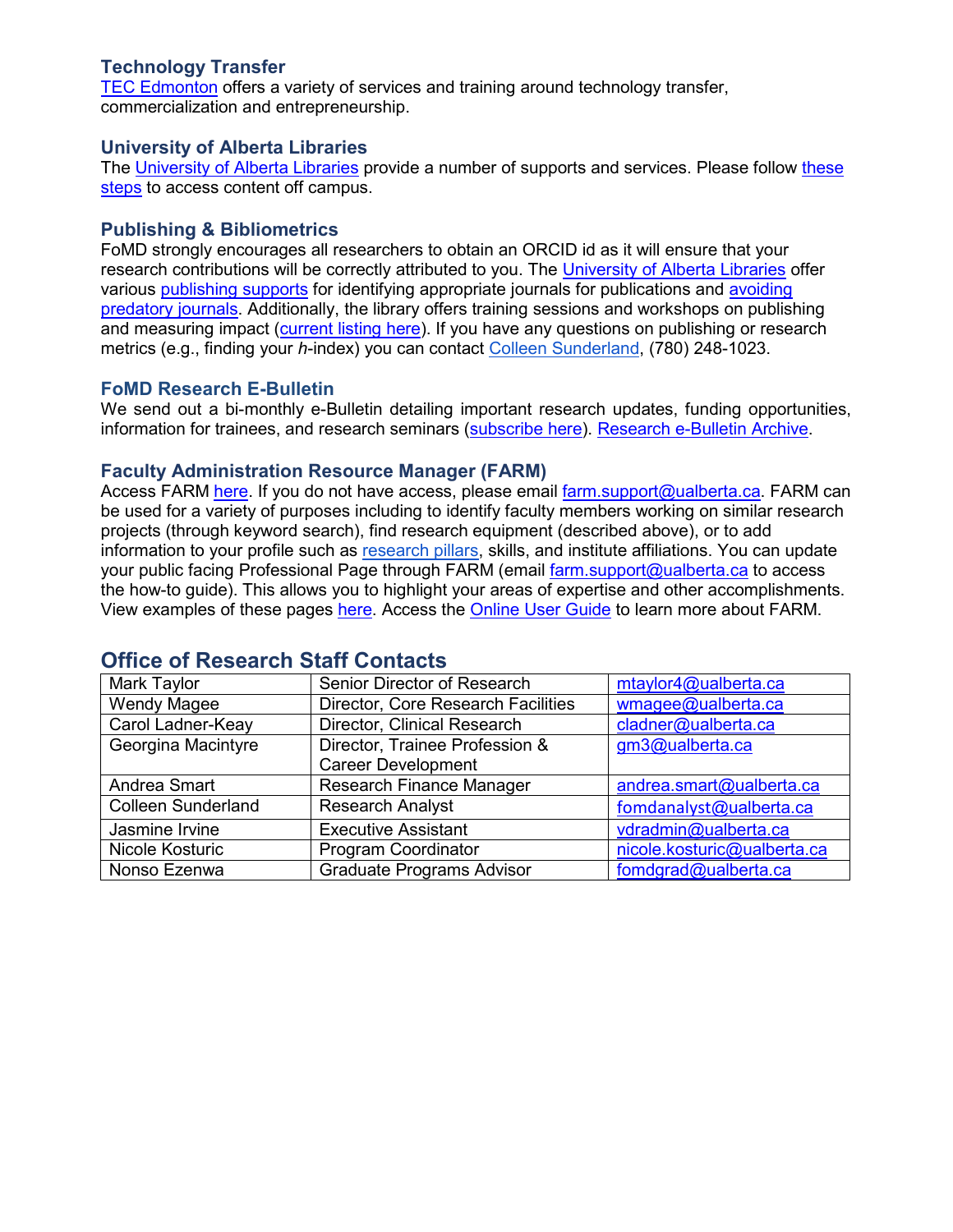### Technology Transfer

TEC Edmonton offers a variety of services and training around technology transfer, commercialization and entrepreneurship.

### University of Alberta Libraries

The University of Alberta Libraries provide a number of supports and services. Please follow these steps to access content off campus.

### Publishing & Bibliometrics

FoMD strongly encourages all researchers to obtain an ORCID id as it will ensure that your research contributions will be correctly attributed to you. The University of Alberta Libraries offer various publishing supports for identifying appropriate journals for publications and avoiding predatory journals. Additionally, the library offers training sessions and workshops on publishing and measuring impact (current listing here). If you have any questions on publishing or research metrics (e.g., finding your *h*-index) you can contact Colleen Sunderland, (780) 248-1023.

### FoMD Research E-Bulletin

We send out a bi-monthly e-Bulletin detailing important research updates, funding opportunities, information for trainees, and research seminars (subscribe here). Research e-Bulletin Archive.

### Faculty Administration Resource Manager (FARM)

Access FARM here. If you do not have access, please email farm.support@ualberta.ca. FARM can be used for a variety of purposes including to identify faculty members working on similar research projects (through keyword search), find research equipment (described above), or to add information to your profile such as research pillars, skills, and institute affiliations. You can update your public facing Professional Page through FARM (email farm.support@ualberta.ca to access the how-to guide). This allows you to highlight your areas of expertise and other accomplishments. View examples of these pages here. Access the Online User Guide to learn more about FARM.

## Office of Research Staff Contacts

| | | |
|---|---|---|
| Mark Taylor | Senior Director of Research | mtaylor4@ualberta.ca |
| Wendy Magee | Director, Core Research Facilities | wmagee@ualberta.ca |
| Carol Ladner-Keay | Director, Clinical Research | cladner@ualberta.ca |
| Georgina Macintyre | Director, Trainee Profession & Career Development | gm3@ualberta.ca |
| Andrea Smart | Research Finance Manager | andrea.smart@ualberta.ca |
| Colleen Sunderland | Research Analyst | fomdanalyst@ualberta.ca |
| Jasmine Irvine | Executive Assistant | vdradmin@ualberta.ca |
| Nicole Kosturic | Program Coordinator | nicole.kosturic@ualberta.ca |
| Nonso Ezenwa | Graduate Programs Advisor | fomdgrad@ualberta.ca |